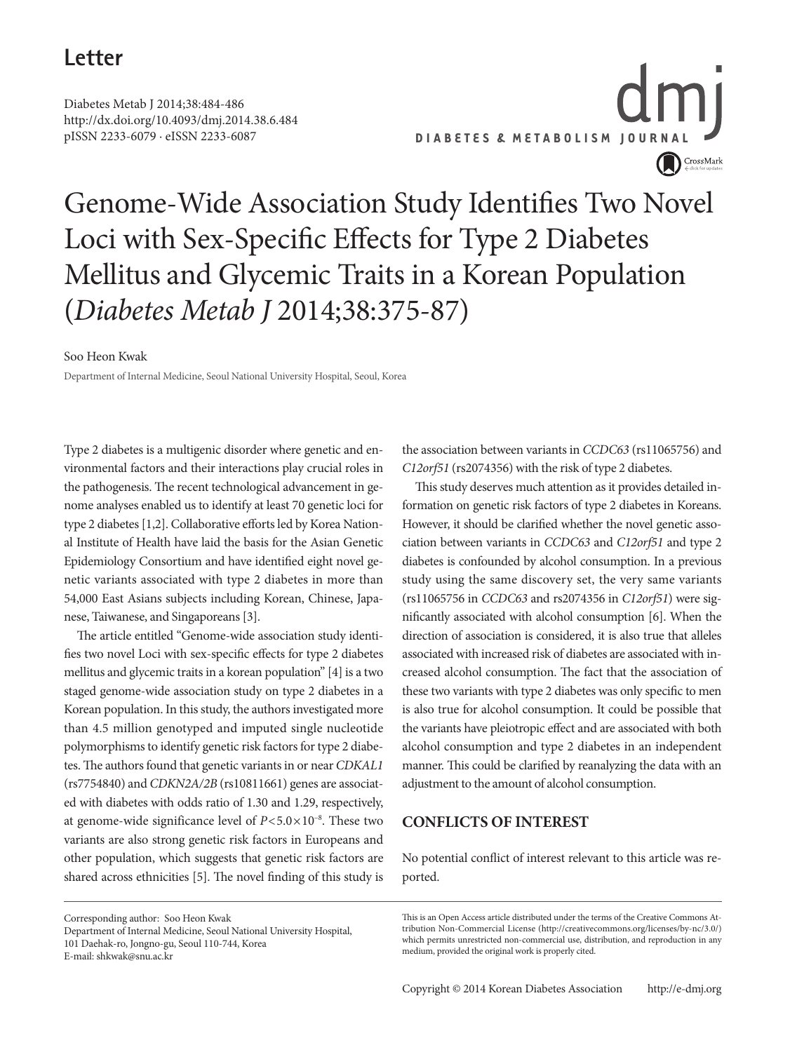## Letter

Diabetes Metab J 2014;38:484-486
http://dx.doi.org/10.4093/dmj.2014.38.6.484
pISSN 2233-6079 · eISSN 2233-6087

# Genome-Wide Association Study Identifies Two Novel Loci with Sex-Specific Effects for Type 2 Diabetes Mellitus and Glycemic Traits in a Korean Population (*Diabetes Metab J* 2014;38:375-87)

Soo Heon Kwak

Department of Internal Medicine, Seoul National University Hospital, Seoul, Korea

Type 2 diabetes is a multigenic disorder where genetic and environmental factors and their interactions play crucial roles in the pathogenesis. The recent technological advancement in genome analyses enabled us to identify at least 70 genetic loci for type 2 diabetes [1,2]. Collaborative efforts led by Korea National Institute of Health have laid the basis for the Asian Genetic Epidemiology Consortium and have identified eight novel genetic variants associated with type 2 diabetes in more than 54,000 East Asians subjects including Korean, Chinese, Japanese, Taiwanese, and Singaporeans [3].

The article entitled "Genome-wide association study identifies two novel Loci with sex-specific effects for type 2 diabetes mellitus and glycemic traits in a korean population" [4] is a two staged genome-wide association study on type 2 diabetes in a Korean population. In this study, the authors investigated more than 4.5 million genotyped and imputed single nucleotide polymorphisms to identify genetic risk factors for type 2 diabetes. The authors found that genetic variants in or near *CDKAL1* (rs7754840) and *CDKN2A/2B* (rs10811661) genes are associated with diabetes with odds ratio of 1.30 and 1.29, respectively, at genome-wide significance level of $P<5.0\times10^{-8}$. These two variants are also strong genetic risk factors in Europeans and other population, which suggests that genetic risk factors are shared across ethnicities [5]. The novel finding of this study is the association between variants in *CCDC63* (rs11065756) and *C12orf51* (rs2074356) with the risk of type 2 diabetes.

This study deserves much attention as it provides detailed information on genetic risk factors of type 2 diabetes in Koreans. However, it should be clarified whether the novel genetic association between variants in *CCDC63* and *C12orf51* and type 2 diabetes is confounded by alcohol consumption. In a previous study using the same discovery set, the very same variants (rs11065756 in *CCDC63* and rs2074356 in *C12orf51*) were significantly associated with alcohol consumption [6]. When the direction of association is considered, it is also true that alleles associated with increased risk of diabetes are associated with increased alcohol consumption. The fact that the association of these two variants with type 2 diabetes was only specific to men is also true for alcohol consumption. It could be possible that the variants have pleiotropic effect and are associated with both alcohol consumption and type 2 diabetes in an independent manner. This could be clarified by reanalyzing the data with an adjustment to the amount of alcohol consumption.

## CONFLICTS OF INTEREST

No potential conflict of interest relevant to this article was reported.

---

Corresponding author: Soo Heon Kwak
Department of Internal Medicine, Seoul National University Hospital, 101 Daehak-ro, Jongno-gu, Seoul 110-744, Korea
E-mail: shkwak@snu.ac.kr

This is an Open Access article distributed under the terms of the Creative Commons Attribution Non-Commercial License (http://creativecommons.org/licenses/by-nc/3.0/) which permits unrestricted non-commercial use, distribution, and reproduction in any medium, provided the original work is properly cited.

Copyright © 2014 Korean Diabetes Association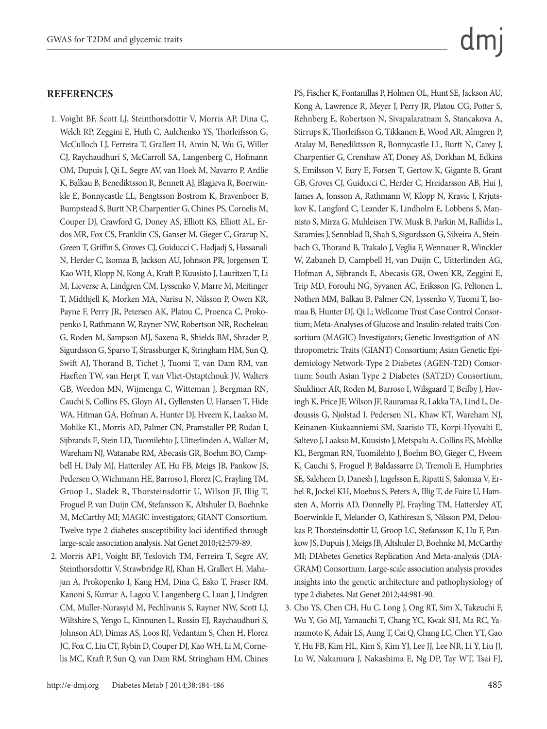## REFERENCES

1. Voight BF, Scott LJ, Steinthorsdottir V, Morris AP, Dina C, Welch RP, Zeggini E, Huth C, Aulchenko YS, Thorleifsson G, McCulloch LJ, Ferreira T, Grallert H, Amin N, Wu G, Willer CJ, Raychaudhuri S, McCarroll SA, Langenberg C, Hofmann OM, Dupuis J, Qi L, Segre AV, van Hoek M, Navarro P, Ardlie K, Balkau B, Benediktsson R, Bennett AJ, Blagieva R, Boerwinkle E, Bonnycastle LL, Bengtsson Bostrom K, Bravenboer B, Bumpstead S, Burtt NP, Charpentier G, Chines PS, Cornelis M, Couper DJ, Crawford G, Doney AS, Elliott KS, Elliott AL, Erdos MR, Fox CS, Franklin CS, Ganser M, Gieger C, Grarup N, Green T, Griffin S, Groves CJ, Guiducci C, Hadjadj S, Hassanali N, Herder C, Isomaa B, Jackson AU, Johnson PR, Jorgensen T, Kao WH, Klopp N, Kong A, Kraft P, Kuusisto J, Lauritzen T, Li M, Lieverse A, Lindgren CM, Lyssenko V, Marre M, Meitinger T, Midthjell K, Morken MA, Narisu N, Nilsson P, Owen KR, Payne F, Perry JR, Petersen AK, Platou C, Proenca C, Prokopenko I, Rathmann W, Rayner NW, Robertson NR, Rocheleau G, Roden M, Sampson MJ, Saxena R, Shields BM, Shrader P, Sigurdsson G, Sparso T, Strassburger K, Stringham HM, Sun Q, Swift AJ, Thorand B, Tichet J, Tuomi T, van Dam RM, van Haeften TW, van Herpt T, van Vliet-Ostaptchouk JV, Walters GB, Weedon MN, Wijmenga C, Witteman J, Bergman RN, Cauchi S, Collins FS, Gloyn AL, Gyllensten U, Hansen T, Hide WA, Hitman GA, Hofman A, Hunter DJ, Hveem K, Laakso M, Mohlke KL, Morris AD, Palmer CN, Pramstaller PP, Rudan I, Sijbrands E, Stein LD, Tuomilehto J, Uitterlinden A, Walker M, Wareham NJ, Watanabe RM, Abecasis GR, Boehm BO, Campbell H, Daly MJ, Hattersley AT, Hu FB, Meigs JB, Pankow JS, Pedersen O, Wichmann HE, Barroso I, Florez JC, Frayling TM, Groop L, Sladek R, Thorsteinsdottir U, Wilson JF, Illig T, Froguel P, van Duijn CM, Stefansson K, Altshuler D, Boehnke M, McCarthy MI; MAGIC investigators; GIANT Consortium. Twelve type 2 diabetes susceptibility loci identified through large-scale association analysis. Nat Genet 2010;42:579-89.
2. Morris AP1, Voight BF, Teslovich TM, Ferreira T, Segre AV, Steinthorsdottir V, Strawbridge RJ, Khan H, Grallert H, Mahajan A, Prokopenko I, Kang HM, Dina C, Esko T, Fraser RM, Kanoni S, Kumar A, Lagou V, Langenberg C, Luan J, Lindgren CM, Muller-Nurasyid M, Pechlivanis S, Rayner NW, Scott LJ, Wiltshire S, Yengo L, Kinnunen L, Rossin EJ, Raychaudhuri S, Johnson AD, Dimas AS, Loos RJ, Vedantam S, Chen H, Florez JC, Fox C, Liu CT, Rybin D, Couper DJ, Kao WH, Li M, Cornelis MC, Kraft P, Sun Q, van Dam RM, Stringham HM, Chines PS, Fischer K, Fontanillas P, Holmen OL, Hunt SE, Jackson AU, Kong A, Lawrence R, Meyer J, Perry JR, Platou CG, Potter S, Rehnberg E, Robertson N, Sivapalaratnam S, Stancakova A, Stirrups K, Thorleifsson G, Tikkanen E, Wood AR, Almgren P, Atalay M, Benediktsson R, Bonnycastle LL, Burtt N, Carey J, Charpentier G, Crenshaw AT, Doney AS, Dorkhan M, Edkins S, Emilsson V, Eury E, Forsen T, Gertow K, Gigante B, Grant GB, Groves CJ, Guiducci C, Herder C, Hreidarsson AB, Hui J, James A, Jonsson A, Rathmann W, Klopp N, Kravic J, Krjutskov K, Langford C, Leander K, Lindholm E, Lobbens S, Mannisto S, Mirza G, Muhleisen TW, Musk B, Parkin M, Rallidis L, Saramies J, Sennblad B, Shah S, Sigurdsson G, Silveira A, Steinbach G, Thorand B, Trakalo J, Veglia F, Wennauer R, Winckler W, Zabaneh D, Campbell H, van Duijn C, Uitterlinden AG, Hofman A, Sijbrands E, Abecasis GR, Owen KR, Zeggini E, Trip MD, Forouhi NG, Syvanen AC, Eriksson JG, Peltonen L, Nothen MM, Balkau B, Palmer CN, Lyssenko V, Tuomi T, Isomaa B, Hunter DJ, Qi L; Wellcome Trust Case Control Consortium; Meta-Analyses of Glucose and Insulin-related traits Consortium (MAGIC) Investigators; Genetic Investigation of ANthropometric Traits (GIANT) Consortium; Asian Genetic Epidemiology Network-Type 2 Diabetes (AGEN-T2D) Consortium; South Asian Type 2 Diabetes (SAT2D) Consortium, Shuldiner AR, Roden M, Barroso I, Wilsgaard T, Beilby J, Hovingh K, Price JF, Wilson JF, Rauramaa R, Lakka TA, Lind L, Dedoussis G, Njolstad I, Pedersen NL, Khaw KT, Wareham NJ, Keinanen-Kiukaanniemi SM, Saaristo TE, Korpi-Hyovalti E, Saltevo J, Laakso M, Kuusisto J, Metspalu A, Collins FS, Mohlke KL, Bergman RN, Tuomilehto J, Boehm BO, Gieger C, Hveem K, Cauchi S, Froguel P, Baldassarre D, Tremoli E, Humphries SE, Saleheen D, Danesh J, Ingelsson E, Ripatti S, Salomaa V, Erbel R, Jockel KH, Moebus S, Peters A, Illig T, de Faire U, Hamsten A, Morris AD, Donnelly PJ, Frayling TM, Hattersley AT, Boerwinkle E, Melander O, Kathiresan S, Nilsson PM, Deloukas P, Thorsteinsdottir U, Groop LC, Stefansson K, Hu F, Pankow JS, Dupuis J, Meigs JB, Altshuler D, Boehnke M, McCarthy MI; DIAbetes Genetics Replication And Meta-analysis (DIAGRAM) Consortium. Large-scale association analysis provides insights into the genetic architecture and pathophysiology of type 2 diabetes. Nat Genet 2012;44:981-90.
3. Cho YS, Chen CH, Hu C, Long J, Ong RT, Sim X, Takeuchi F, Wu Y, Go MJ, Yamauchi T, Chang YC, Kwak SH, Ma RC, Yamamoto K, Adair LS, Aung T, Cai Q, Chang LC, Chen YT, Gao Y, Hu FB, Kim HL, Kim S, Kim YJ, Lee JJ, Lee NR, Li Y, Liu JJ, Lu W, Nakamura J, Nakashima E, Ng DP, Tay WT, Tsai FJ,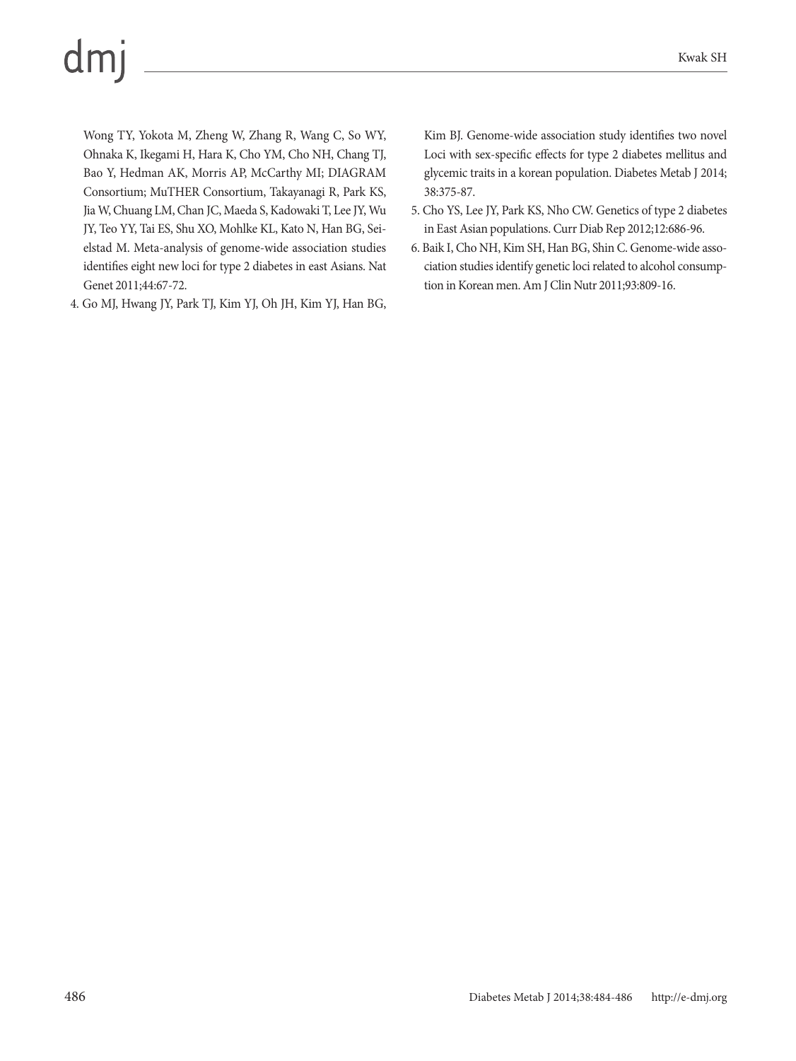Wong TY, Yokota M, Zheng W, Zhang R, Wang C, So WY, Ohnaka K, Ikegami H, Hara K, Cho YM, Cho NH, Chang TJ, Bao Y, Hedman AK, Morris AP, McCarthy MI; DIAGRAM Consortium; MuTHER Consortium, Takayanagi R, Park KS, Jia W, Chuang LM, Chan JC, Maeda S, Kadowaki T, Lee JY, Wu JY, Teo YY, Tai ES, Shu XO, Mohlke KL, Kato N, Han BG, Seielstad M. Meta-analysis of genome-wide association studies identifies eight new loci for type 2 diabetes in east Asians. Nat Genet 2011;44:67-72.

4. Go MJ, Hwang JY, Park TJ, Kim YJ, Oh JH, Kim YJ, Han BG, Kim BJ. Genome-wide association study identifies two novel Loci with sex-specific effects for type 2 diabetes mellitus and glycemic traits in a korean population. Diabetes Metab J 2014; 38:375-87.
5. Cho YS, Lee JY, Park KS, Nho CW. Genetics of type 2 diabetes in East Asian populations. Curr Diab Rep 2012;12:686-96.
6. Baik I, Cho NH, Kim SH, Han BG, Shin C. Genome-wide association studies identify genetic loci related to alcohol consumption in Korean men. Am J Clin Nutr 2011;93:809-16.